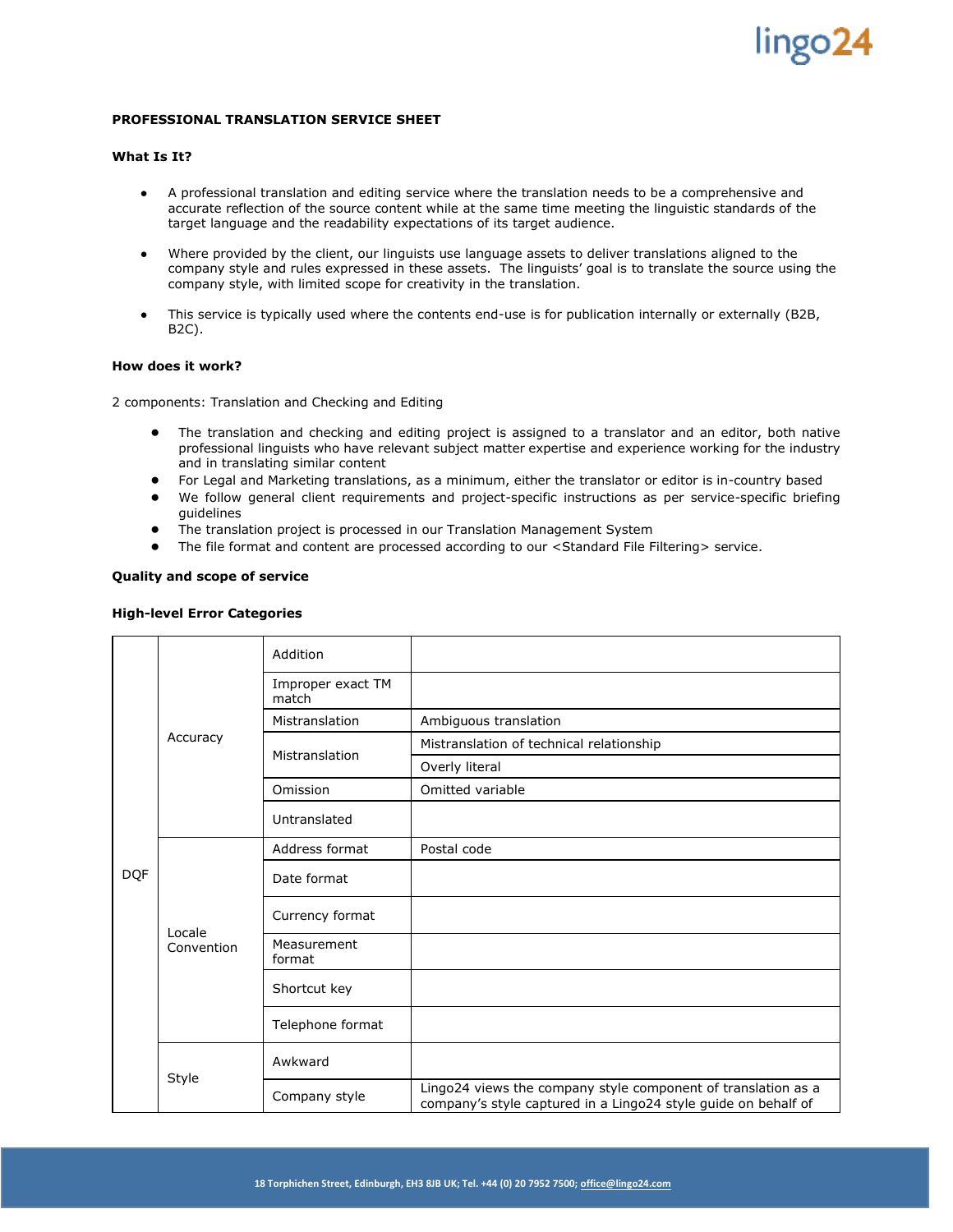**PROFESSIONAL TRANSLATION SERVICE SHEET**

**What Is It?**

- A professional translation and editing service where the translation needs to be a comprehensive and accurate reflection of the source content while at the same time meeting the linguistic standards of the target language and the readability expectations of its target audience.
- Where provided by the client, our linguists use language assets to deliver translations aligned to the company style and rules expressed in these assets. The linguists' goal is to translate the source using the company style, with limited scope for creativity in the translation.
- This service is typically used where the contents end-use is for publication internally or externally (B2B, B2C).

**How does it work?**

2 components: Translation and Checking and Editing

- The translation and checking and editing project is assigned to a translator and an editor, both native professional linguists who have relevant subject matter expertise and experience working for the industry and in translating similar content
- For Legal and Marketing translations, as a minimum, either the translator or editor is in-country based
- We follow general client requirements and project-specific instructions as per service-specific briefing guidelines
- The translation project is processed in our Translation Management System
- The file format and content are processed according to our <Standard File Filtering> service.

**Quality and scope of service**

**High-level Error Categories**

| | | | |
|---|---|---|---|
| DQF | Accuracy | Addition | |
| | | Improper exact TM match | |
| | | Mistranslation | Ambiguous translation |
| | | Mistranslation | Mistranslation of technical relationship |
| | | | Overly literal |
| | | Omission | Omitted variable |
| | | Untranslated | |
| | Locale Convention | Address format | Postal code |
| | | Date format | |
| | | Currency format | |
| | | Measurement format | |
| | | Shortcut key | |
| | | Telephone format | |
| | Style | Awkward | |
| | | Company style | Lingo24 views the company style component of translation as a company's style captured in a Lingo24 style guide on behalf of |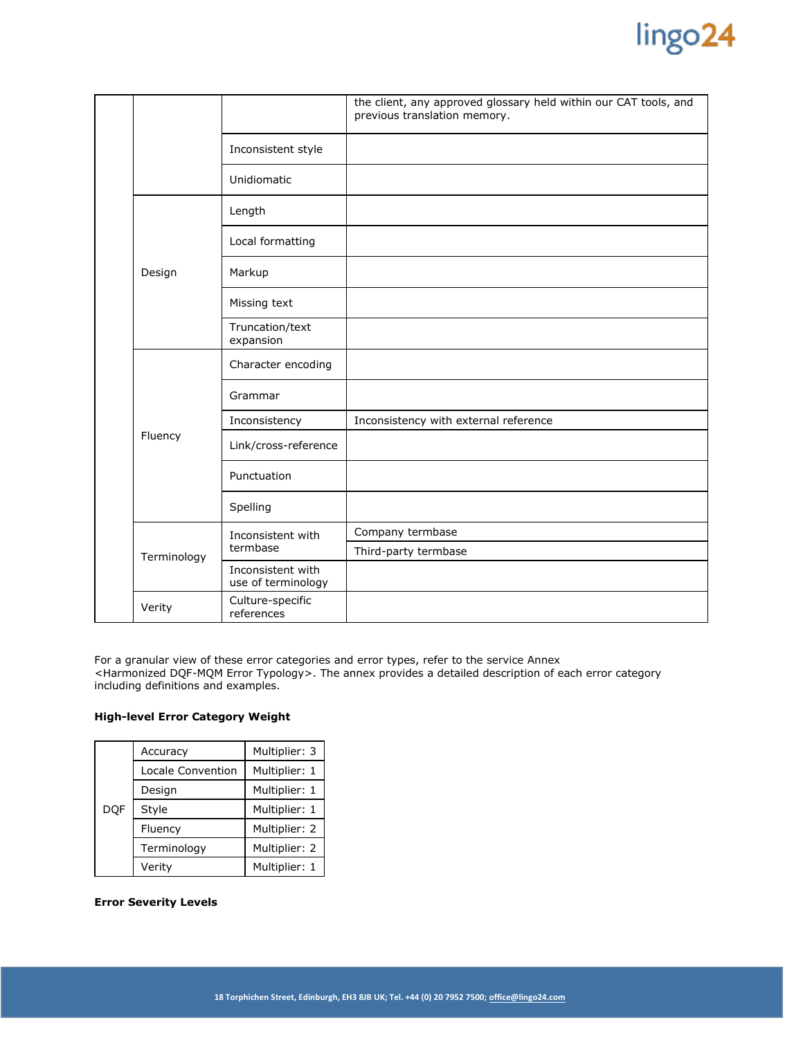| | | | |
|---|---|---|---|
| | | | the client, any approved glossary held within our CAT tools, and previous translation memory. |
| | | Inconsistent style | |
| | | Unidiomatic | |
| | Design | Length | |
| | | Local formatting | |
| | | Markup | |
| | | Missing text | |
| | | Truncation/text expansion | |
| | Fluency | Character encoding | |
| | | Grammar | |
| | | Inconsistency | Inconsistency with external reference |
| | | Link/cross-reference | |
| | | Punctuation | |
| | | Spelling | |
| | Terminology | Inconsistent with termbase | Company termbase |
| | | | Third-party termbase |
| | | Inconsistent with use of terminology | |
| | Verity | Culture-specific references | |

For a granular view of these error categories and error types, refer to the service Annex <Harmonized DQF-MQM Error Typology>. The annex provides a detailed description of each error category including definitions and examples.

**High-level Error Category Weight**

| | | |
|---|---|---|
| DQF | Accuracy | Multiplier: 3 |
| | Locale Convention | Multiplier: 1 |
| | Design | Multiplier: 1 |
| | Style | Multiplier: 1 |
| | Fluency | Multiplier: 2 |
| | Terminology | Multiplier: 2 |
| | Verity | Multiplier: 1 |

**Error Severity Levels**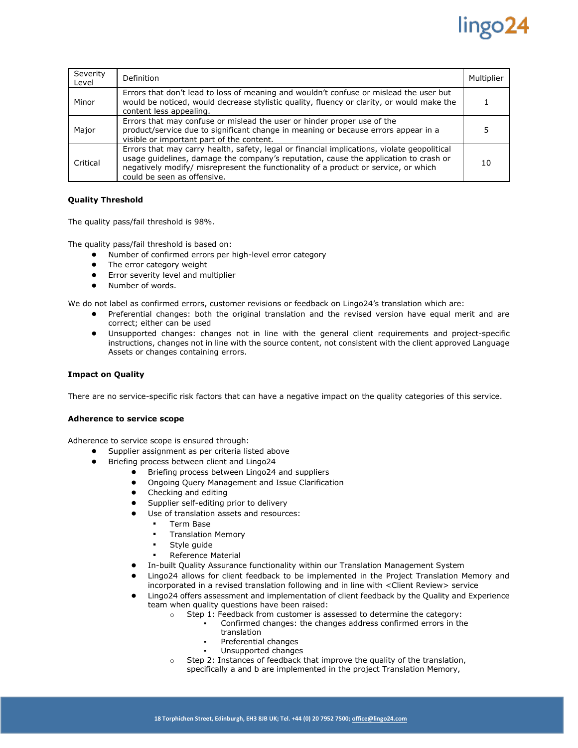| Severity Level | Definition | Multiplier |
|---|---|---|
| Minor | Errors that don't lead to loss of meaning and wouldn't confuse or mislead the user but would be noticed, would decrease stylistic quality, fluency or clarity, or would make the content less appealing. | 1 |
| Major | Errors that may confuse or mislead the user or hinder proper use of the product/service due to significant change in meaning or because errors appear in a visible or important part of the content. | 5 |
| Critical | Errors that may carry health, safety, legal or financial implications, violate geopolitical usage guidelines, damage the company's reputation, cause the application to crash or negatively modify/ misrepresent the functionality of a product or service, or which could be seen as offensive. | 10 |

**Quality Threshold**

The quality pass/fail threshold is 98%.

The quality pass/fail threshold is based on:

- Number of confirmed errors per high-level error category
- The error category weight
- Error severity level and multiplier
- Number of words.

We do not label as confirmed errors, customer revisions or feedback on Lingo24's translation which are:

- Preferential changes: both the original translation and the revised version have equal merit and are correct; either can be used
- Unsupported changes: changes not in line with the general client requirements and project-specific instructions, changes not in line with the source content, not consistent with the client approved Language Assets or changes containing errors.

**Impact on Quality**

There are no service-specific risk factors that can have a negative impact on the quality categories of this service.

**Adherence to service scope**

Adherence to service scope is ensured through:

- Supplier assignment as per criteria listed above
- Briefing process between client and Lingo24
  - Briefing process between Lingo24 and suppliers
  - Ongoing Query Management and Issue Clarification
  - Checking and editing
  - Supplier self-editing prior to delivery
  - Use of translation assets and resources:
    - Term Base
    - Translation Memory
    - Style guide
    - Reference Material
  - In-built Quality Assurance functionality within our Translation Management System
  - Lingo24 allows for client feedback to be implemented in the Project Translation Memory and incorporated in a revised translation following and in line with <Client Review> service
  - Lingo24 offers assessment and implementation of client feedback by the Quality and Experience team when quality questions have been raised:
    - Step 1: Feedback from customer is assessed to determine the category:
      - Confirmed changes: the changes address confirmed errors in the translation
      - Preferential changes
      - Unsupported changes
    - Step 2: Instances of feedback that improve the quality of the translation, specifically a and b are implemented in the project Translation Memory,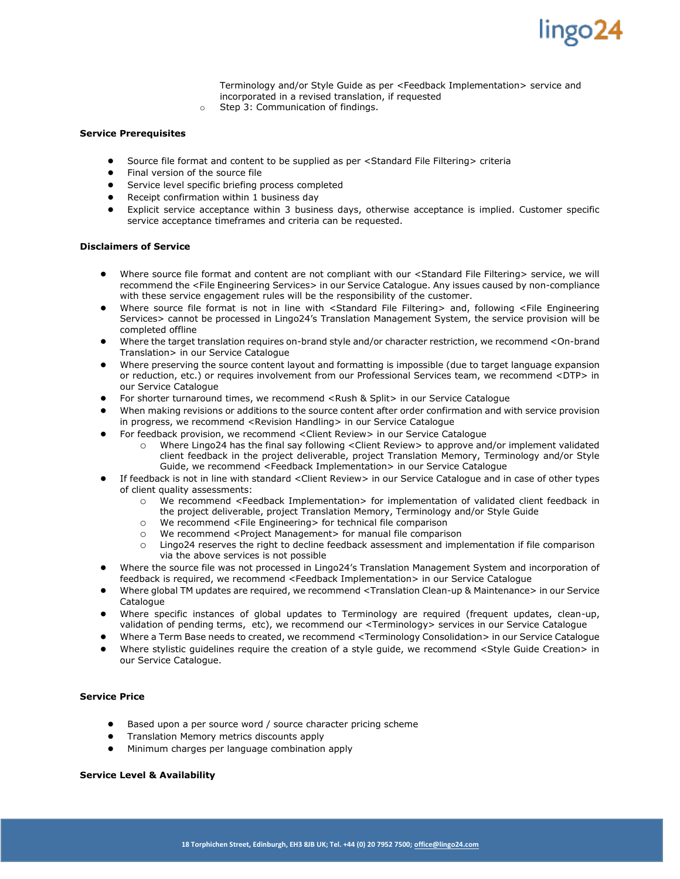Terminology and/or Style Guide as per <Feedback Implementation> service and incorporated in a revised translation, if requested
  - Step 3: Communication of findings.

**Service Prerequisites**

- Source file format and content to be supplied as per <Standard File Filtering> criteria
- Final version of the source file
- Service level specific briefing process completed
- Receipt confirmation within 1 business day
- Explicit service acceptance within 3 business days, otherwise acceptance is implied. Customer specific service acceptance timeframes and criteria can be requested.

**Disclaimers of Service**

- Where source file format and content are not compliant with our <Standard File Filtering> service, we will recommend the <File Engineering Services> in our Service Catalogue. Any issues caused by non-compliance with these service engagement rules will be the responsibility of the customer.
- Where source file format is not in line with <Standard File Filtering> and, following <File Engineering Services> cannot be processed in Lingo24's Translation Management System, the service provision will be completed offline
- Where the target translation requires on-brand style and/or character restriction, we recommend <On-brand Translation> in our Service Catalogue
- Where preserving the source content layout and formatting is impossible (due to target language expansion or reduction, etc.) or requires involvement from our Professional Services team, we recommend <DTP> in our Service Catalogue
- For shorter turnaround times, we recommend <Rush & Split> in our Service Catalogue
- When making revisions or additions to the source content after order confirmation and with service provision in progress, we recommend <Revision Handling> in our Service Catalogue
- For feedback provision, we recommend <Client Review> in our Service Catalogue
  - Where Lingo24 has the final say following <Client Review> to approve and/or implement validated client feedback in the project deliverable, project Translation Memory, Terminology and/or Style Guide, we recommend <Feedback Implementation> in our Service Catalogue
- If feedback is not in line with standard <Client Review> in our Service Catalogue and in case of other types of client quality assessments:
  - We recommend <Feedback Implementation> for implementation of validated client feedback in the project deliverable, project Translation Memory, Terminology and/or Style Guide
  - We recommend <File Engineering> for technical file comparison
  - We recommend <Project Management> for manual file comparison
  - Lingo24 reserves the right to decline feedback assessment and implementation if file comparison via the above services is not possible
- Where the source file was not processed in Lingo24's Translation Management System and incorporation of feedback is required, we recommend <Feedback Implementation> in our Service Catalogue
- Where global TM updates are required, we recommend <Translation Clean-up & Maintenance> in our Service Catalogue
- Where specific instances of global updates to Terminology are required (frequent updates, clean-up, validation of pending terms, etc), we recommend our <Terminology> services in our Service Catalogue
- Where a Term Base needs to created, we recommend <Terminology Consolidation> in our Service Catalogue
- Where stylistic guidelines require the creation of a style guide, we recommend <Style Guide Creation> in our Service Catalogue.

**Service Price**

- Based upon a per source word / source character pricing scheme
- Translation Memory metrics discounts apply
- Minimum charges per language combination apply

**Service Level & Availability**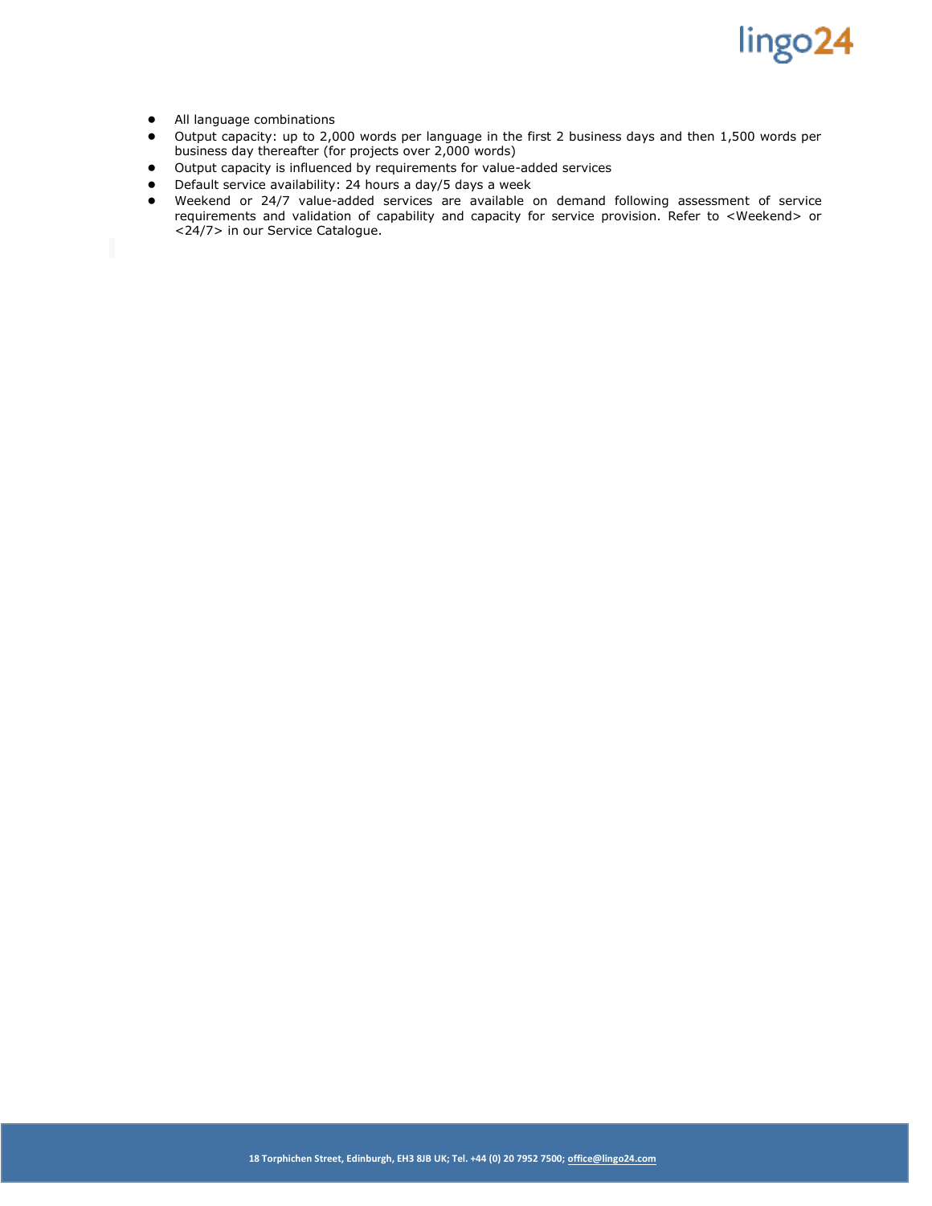- All language combinations
- Output capacity: up to 2,000 words per language in the first 2 business days and then 1,500 words per business day thereafter (for projects over 2,000 words)
- Output capacity is influenced by requirements for value-added services
- Default service availability: 24 hours a day/5 days a week
- Weekend or 24/7 value-added services are available on demand following assessment of service requirements and validation of capability and capacity for service provision. Refer to <Weekend> or <24/7> in our Service Catalogue.